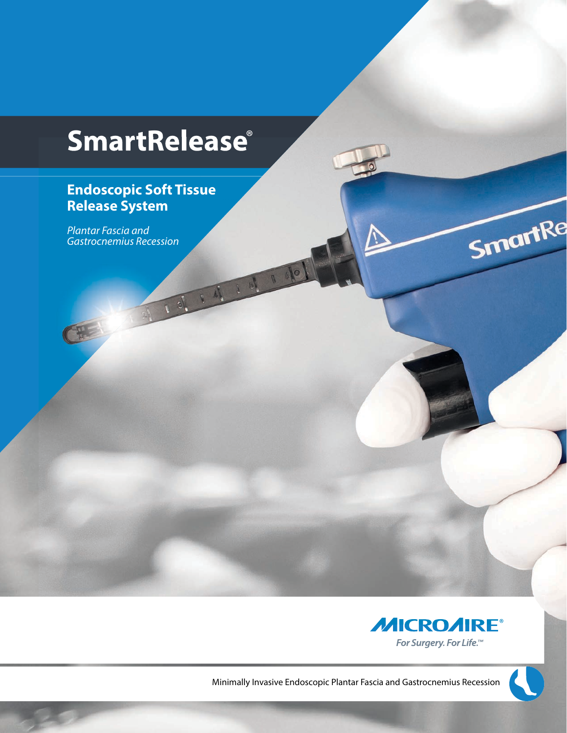# SmartRelease®

## Endoscopic Soft Tissue Release System

*Plantar Fascia and Gastrocnemius Recession*

MICROAIRE®

*For Surgery. For Life.™*

Minimally Invasive Endoscopic Plantar Fascia and Gastrocnemius Recession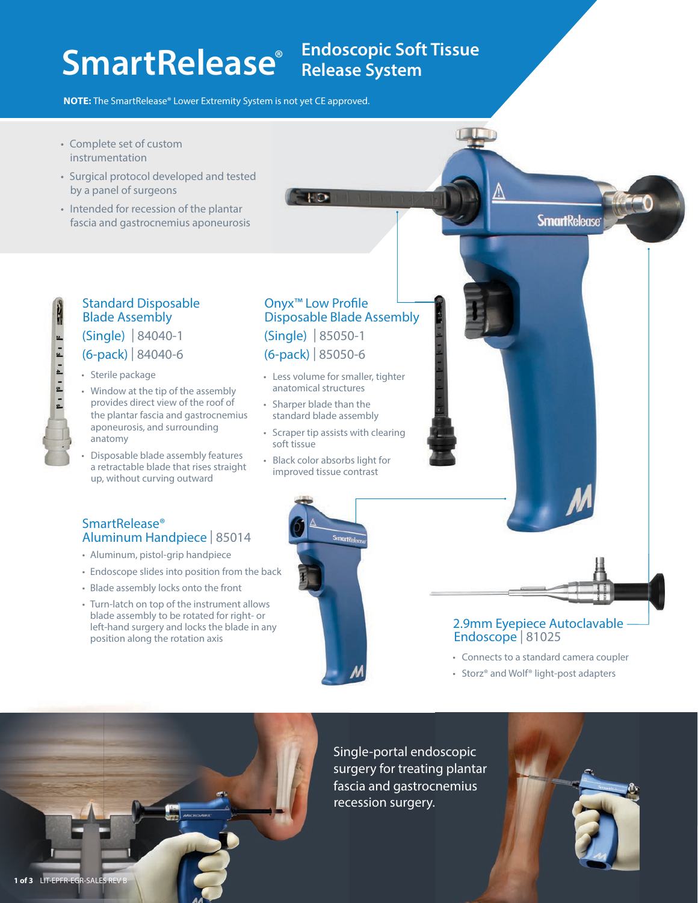# SmartRelease® Endoscopic Soft Tissue Release System

**NOTE:** The SmartRelease® Lower Extremity System is not yet CE approved.

- Complete set of custom instrumentation
- Surgical protocol developed and tested by a panel of surgeons
- Intended for recession of the plantar fascia and gastrocnemius aponeurosis

## Standard Disposable Blade Assembly

(Single) | 84040-1

(6-pack) | 84040-6

- Sterile package
- Window at the tip of the assembly provides direct view of the roof of the plantar fascia and gastrocnemius aponeurosis, and surrounding anatomy
- Disposable blade assembly features a retractable blade that rises straight up, without curving outward

## Onyx™ Low Profile Disposable Blade Assembly

(Single) | 85050-1

(6-pack) | 85050-6

- Less volume for smaller, tighter anatomical structures
- Sharper blade than the standard blade assembly
- Scraper tip assists with clearing soft tissue
- Black color absorbs light for improved tissue contrast

## SmartRelease® Aluminum Handpiece | 85014

- Aluminum, pistol-grip handpiece
- Endoscope slides into position from the back
- Blade assembly locks onto the front
- Turn-latch on top of the instrument allows blade assembly to be rotated for right- or left-hand surgery and locks the blade in any position along the rotation axis

## 2.9mm Eyepiece Autoclavable Endoscope | 81025

- Connects to a standard camera coupler
- Storz® and Wolf® light-post adapters

Single-portal endoscopic surgery for treating plantar fascia and gastrocnemius recession surgery.

LIT-EPFR-EGR-SALES REV B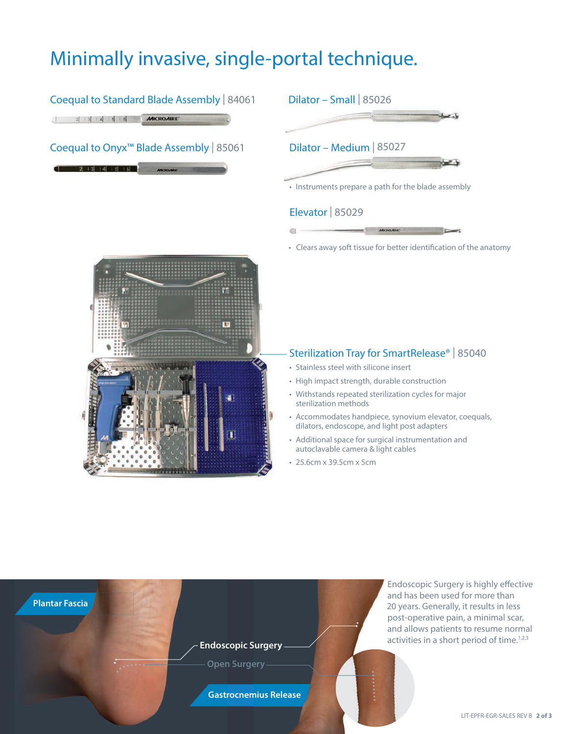# Minimally invasive, single-portal technique.

## Coequal to Standard Blade Assembly | 84061

## Coequal to Onyx™ Blade Assembly | 85061

## Dilator – Small | 85026

## Dilator – Medium | 85027

- Instruments prepare a path for the blade assembly

## Elevator | 85029

- Clears away soft tissue for better identification of the anatomy

## Sterilization Tray for SmartRelease® | 85040

- Stainless steel with silicone insert
- High impact strength, durable construction
- Withstands repeated sterilization cycles for major sterilization methods
- Accommodates handpiece, synovium elevator, coequals, dilators, endoscope, and light post adapters
- Additional space for surgical instrumentation and autoclavable camera & light cables
- 25.6cm x 39.5cm x 5cm

Plantar Fascia

Endoscopic Surgery

Open Surgery

Gastrocnemius Release

Endoscopic Surgery is highly effective and has been used for more than 20 years. Generally, it results in less post-operative pain, a minimal scar, and allows patients to resume normal activities in a short period of time.[1,2,3]

LIT-EPFR-EGR-SALES REV B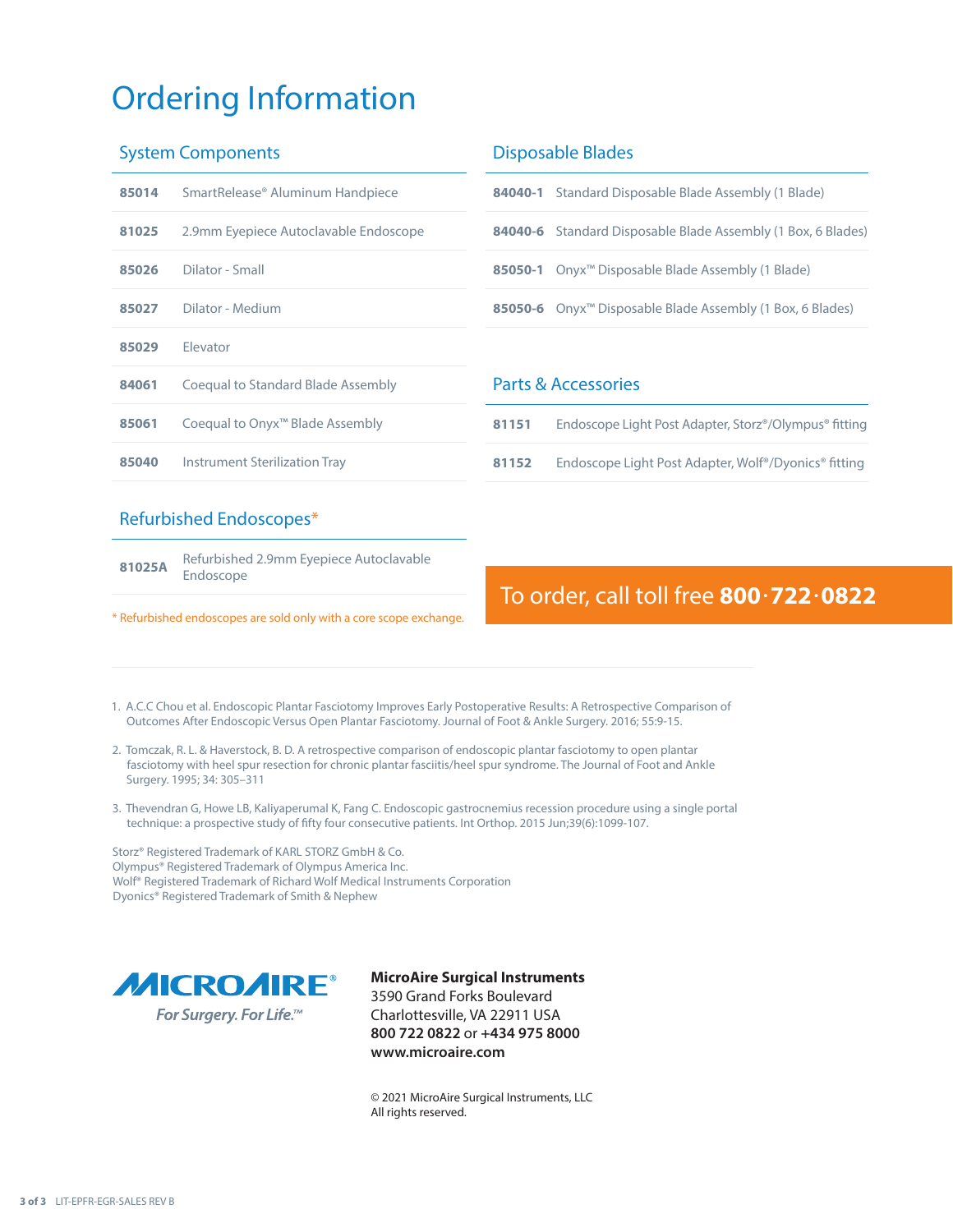# Ordering Information

## System Components

| | |
|---|---|
| **85014** | SmartRelease® Aluminum Handpiece |
| **81025** | 2.9mm Eyepiece Autoclavable Endoscope |
| **85026** | Dilator - Small |
| **85027** | Dilator - Medium |
| **85029** | Elevator |
| **84061** | Coequal to Standard Blade Assembly |
| **85061** | Coequal to Onyx™ Blade Assembly |
| **85040** | Instrument Sterilization Tray |

## Refurbished Endoscopes*

| | |
|---|---|
| **81025A** | Refurbished 2.9mm Eyepiece Autoclavable Endoscope |

* Refurbished endoscopes are sold only with a core scope exchange.

## Disposable Blades

| | |
|---|---|
| **84040-1** | Standard Disposable Blade Assembly (1 Blade) |
| **84040-6** | Standard Disposable Blade Assembly (1 Box, 6 Blades) |
| **85050-1** | Onyx™ Disposable Blade Assembly (1 Blade) |
| **85050-6** | Onyx™ Disposable Blade Assembly (1 Box, 6 Blades) |

## Parts & Accessories

| | |
|---|---|
| **81151** | Endoscope Light Post Adapter, Storz®/Olympus® fitting |
| **81152** | Endoscope Light Post Adapter, Wolf®/Dyonics® fitting |

To order, call toll free **800·722·0822**

1. A.C.C Chou et al. Endoscopic Plantar Fasciotomy Improves Early Postoperative Results: A Retrospective Comparison of Outcomes After Endoscopic Versus Open Plantar Fasciotomy. Journal of Foot & Ankle Surgery. 2016; 55:9-15.
2. Tomczak, R. L. & Haverstock, B. D. A retrospective comparison of endoscopic plantar fasciotomy to open plantar fasciotomy with heel spur resection for chronic plantar fasciitis/heel spur syndrome. The Journal of Foot and Ankle Surgery. 1995; 34: 305–311
3. Thevendran G, Howe LB, Kaliyaperumal K, Fang C. Endoscopic gastrocnemius recession procedure using a single portal technique: a prospective study of fifty four consecutive patients. Int Orthop. 2015 Jun;39(6):1099-107.

Storz® Registered Trademark of KARL STORZ GmbH & Co.
Olympus® Registered Trademark of Olympus America Inc.
Wolf® Registered Trademark of Richard Wolf Medical Instruments Corporation
Dyonics® Registered Trademark of Smith & Nephew

MICROAIRE®
*For Surgery. For Life.™*

**MicroAire Surgical Instruments**
3590 Grand Forks Boulevard
Charlottesville, VA 22911 USA
**800 722 0822** or **+434 975 8000**
**www.microaire.com**

© 2021 MicroAire Surgical Instruments, LLC
All rights reserved.

LIT-EPFR-EGR-SALES REV B